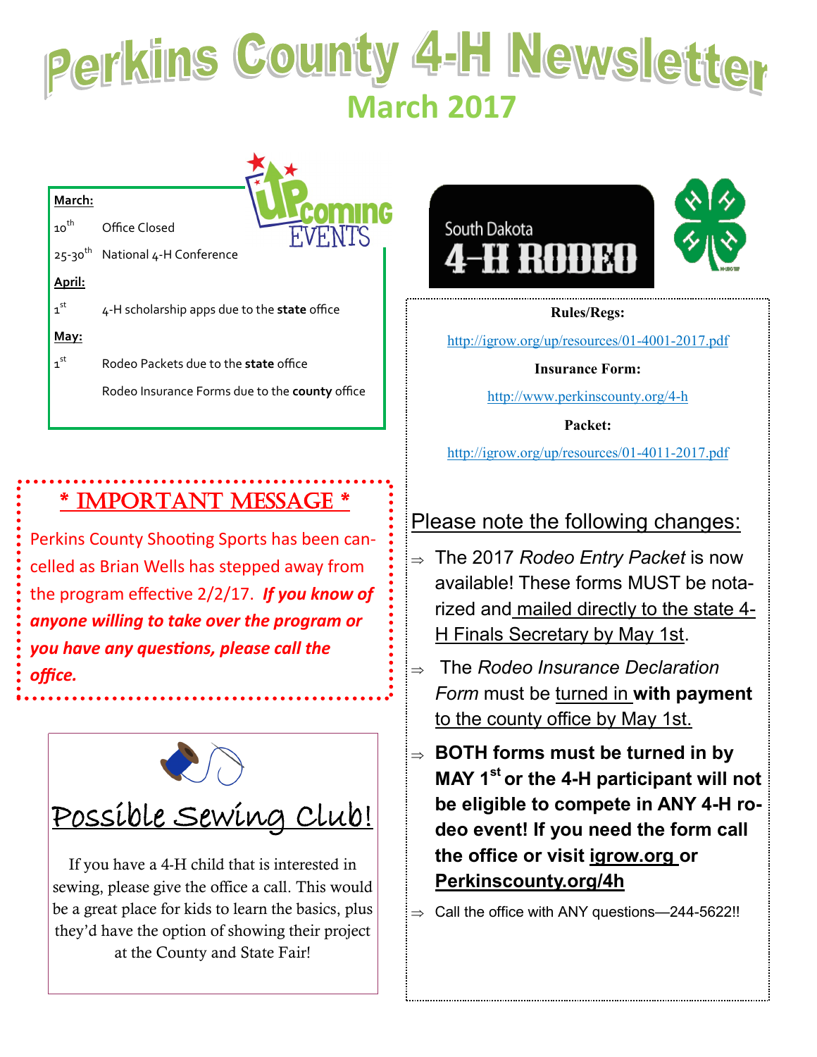# Perkins County 4-H Newsletter

## March 2017

### Upcoming Events

**March:**

10th — Office Closed

25-30th — National 4-H Conference

**April:**

1st — 4-H scholarship apps due to the **state** office

**May:**

1st — Rodeo Packets due to the **state** office

Rodeo Insurance Forms due to the **county** office

## * IMPORTANT MESSAGE *

Perkins County Shooting Sports has been cancelled as Brian Wells has stepped away from the program effective 2/2/17. ***If you know of anyone willing to take over the program or you have any questions, please call the office.***

## Possible Sewing Club!

If you have a 4-H child that is interested in sewing, please give the office a call. This would be a great place for kids to learn the basics, plus they'd have the option of showing their project at the County and State Fair!

## South Dakota 4-H Rodeo

**Rules/Regs:**

http://igrow.org/up/resources/01-4001-2017.pdf

**Insurance Form:**

http://www.perkinscounty.org/4-h

**Packet:**

http://igrow.org/up/resources/01-4011-2017.pdf

### Please note the following changes:

- The 2017 *Rodeo Entry Packet* is now available! These forms MUST be notarized and mailed directly to the state 4-H Finals Secretary by May 1st.
- The *Rodeo Insurance Declaration Form* must be turned in **with payment** to the county office by May 1st.
- **BOTH forms must be turned in by MAY 1st or the 4-H participant will not be eligible to compete in ANY 4-H rodeo event! If you need the form call the office or visit igrow.org or Perkinscounty.org/4h**
- Call the office with ANY questions—244-5622!!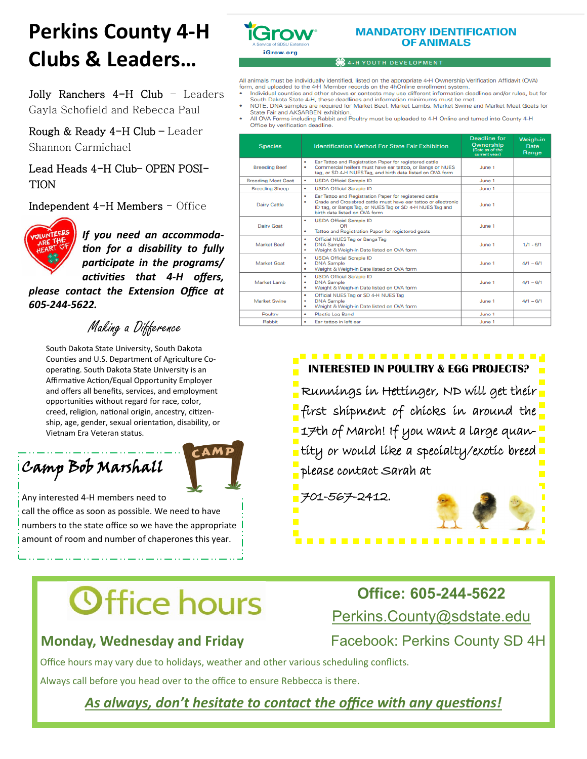# Perkins County 4-H Clubs & Leaders…

Jolly Ranchers 4-H Club – Leaders Gayla Schofield and Rebecca Paul

Rough & Ready 4-H Club – Leader Shannon Carmichael

Lead Heads 4-H Club– OPEN POSITION

Independent 4-H Members – Office

VOLUNTEERS ARE THE HEART OF

***If you need an accommodation for a disability to fully participate in the programs/ activities that 4-H offers, please contact the Extension Office at 605-244-5622.***

*Making a Difference*

South Dakota State University, South Dakota Counties and U.S. Department of Agriculture Cooperating. South Dakota State University is an Affirmative Action/Equal Opportunity Employer and offers all benefits, services, and employment opportunities without regard for race, color, creed, religion, national origin, ancestry, citizenship, age, gender, sexual orientation, disability, or Vietnam Era Veteran status.

## Camp Bob Marshall

CAMP

Any interested 4-H members need to call the office as soon as possible. We need to have numbers to the state office so we have the appropriate amount of room and number of chaperones this year.

iGrow
A Service of SDSU Extension
iGrow.org

## MANDATORY IDENTIFICATION OF ANIMALS

4-H YOUTH DEVELOPMENT

All animals must be individually identified, listed on the appropriate 4-H Ownership Verification Affidavit (OVA) form, and uploaded to the 4-H Member records on the 4hOnline enrollment system.

- Individual counties and other shows or contests may use different information deadlines and/or rules, but for South Dakota State 4-H, these deadlines and information minimums must be met.
- NOTE: DNA samples are required for Market Beef, Market Lambs, Market Swine and Market Meat Goats for State Fair and AKSARBEN exhibition.
- All OVA Forms including Rabbit and Poultry must be uploaded to 4-H Online and turned into County 4-H Office by verification deadline.

| Species | Identification Method For State Fair Exhibition | Deadline for Ownership (Date as of the current year) | Weigh-in Date Range |
|---|---|---|---|
| Breeding Beef | • Ear Tattoo and Registration Paper for registered cattle<br>• Commercial heifers must have ear tattoo, or Bangs or NUES tag, or SD 4-H NUES Tag, and birth date listed on OVA form | June 1 | |
| Breeding Meat Goat | • USDA Official Scrapie ID | June 1 | |
| Breeding Sheep | • USDA Official Scrapie ID | June 1 | |
| Dairy Cattle | • Ear Tattoo and Registration Paper for registered cattle<br>• Grade and Crossbred cattle must have ear tattoo or electronic ID tag, or Bangs Tag, or NUES Tag or SD 4-H NUES Tag and birth date listed on OVA form | June 1 | |
| Dairy Goat | • USDA Official Scrapie ID<br>OR<br>• Tattoo and Registration Paper for registered goats | June 1 | |
| Market Beef | • Official NUES Tag or Bangs Tag<br>• DNA Sample<br>• Weight & Weigh-in Date listed on OVA form | June 1 | 1/1 - 6/1 |
| Market Goat | • USDA Official Scrapie ID<br>• DNA Sample<br>• Weight & Weigh-in Date listed on OVA form | June 1 | 4/1 – 6/1 |
| Market Lamb | • USDA Official Scrapie ID<br>• DNA Sample<br>• Weight & Weigh-in Date listed on OVA form | June 1 | 4/1 – 6/1 |
| Market Swine | • Official NUES Tag or SD 4-H NUES Tag<br>• DNA Sample<br>• Weight & Weigh-in Date listed on OVA form | June 1 | 4/1 – 6/1 |
| Poultry | • Plastic Leg Band | June 1 | |
| Rabbit | • Ear tattoo in left ear | June 1 | |

## INTERESTED IN POULTRY & EGG PROJECTS?

Runnings in Hettinger, ND will get their first shipment of chicks in around the 17th of March! If you want a large quantity or would like a specialty/exotic breed please contact Sarah at

701-567-2412.

# Office hours

**Office: 605-244-5622**

Perkins.County@sdstate.edu

Facebook: Perkins County SD 4H

**Monday, Wednesday and Friday**

Office hours may vary due to holidays, weather and other various scheduling conflicts.

Always call before you head over to the office to ensure Rebbecca is there.

***As always, don't hesitate to contact the office with any questions!***